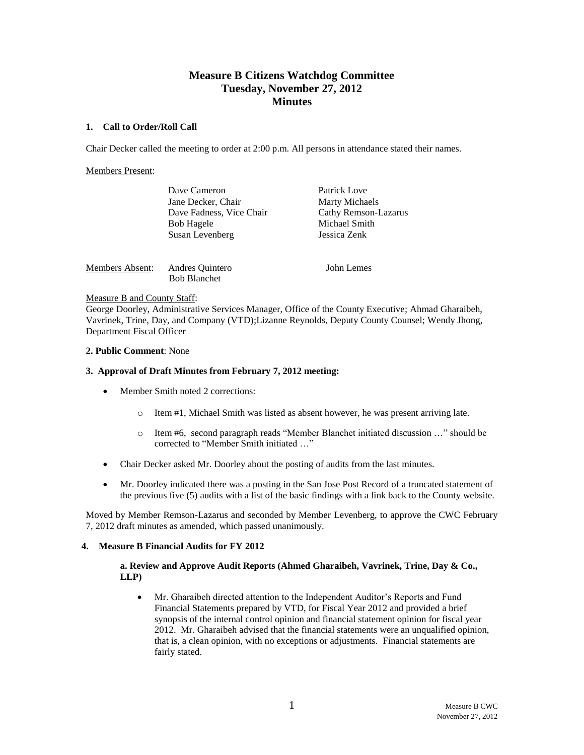# Measure B Citizens Watchdog Committee
## Tuesday, November 27, 2012
## Minutes

### 1. Call to Order/Roll Call

Chair Decker called the meeting to order at 2:00 p.m. All persons in attendance stated their names.

Members Present:

| | |
|---|---|
| Dave Cameron | Patrick Love |
| Jane Decker, Chair | Marty Michaels |
| Dave Fadness, Vice Chair | Cathy Remson-Lazarus |
| Bob Hagele | Michael Smith |
| Susan Levenberg | Jessica Zenk |

Members Absent: Andres Quintero, John Lemes, Bob Blanchet

Measure B and County Staff:
George Doorley, Administrative Services Manager, Office of the County Executive; Ahmad Gharaibeh, Vavrinek, Trine, Day, and Company (VTD);Lizanne Reynolds, Deputy County Counsel; Wendy Jhong, Department Fiscal Officer

**2. Public Comment**: None

### 3. Approval of Draft Minutes from February 7, 2012 meeting:

- Member Smith noted 2 corrections:
  - Item #1, Michael Smith was listed as absent however, he was present arriving late.
  - Item #6, second paragraph reads "Member Blanchet initiated discussion …" should be corrected to "Member Smith initiated …"
- Chair Decker asked Mr. Doorley about the posting of audits from the last minutes.
- Mr. Doorley indicated there was a posting in the San Jose Post Record of a truncated statement of the previous five (5) audits with a list of the basic findings with a link back to the County website.

Moved by Member Remson-Lazarus and seconded by Member Levenberg, to approve the CWC February 7, 2012 draft minutes as amended, which passed unanimously.

### 4. Measure B Financial Audits for FY 2012

**a. Review and Approve Audit Reports (Ahmed Gharaibeh, Vavrinek, Trine, Day & Co., LLP)**

- Mr. Gharaibeh directed attention to the Independent Auditor's Reports and Fund Financial Statements prepared by VTD, for Fiscal Year 2012 and provided a brief synopsis of the internal control opinion and financial statement opinion for fiscal year 2012. Mr. Gharaibeh advised that the financial statements were an unqualified opinion, that is, a clean opinion, with no exceptions or adjustments. Financial statements are fairly stated.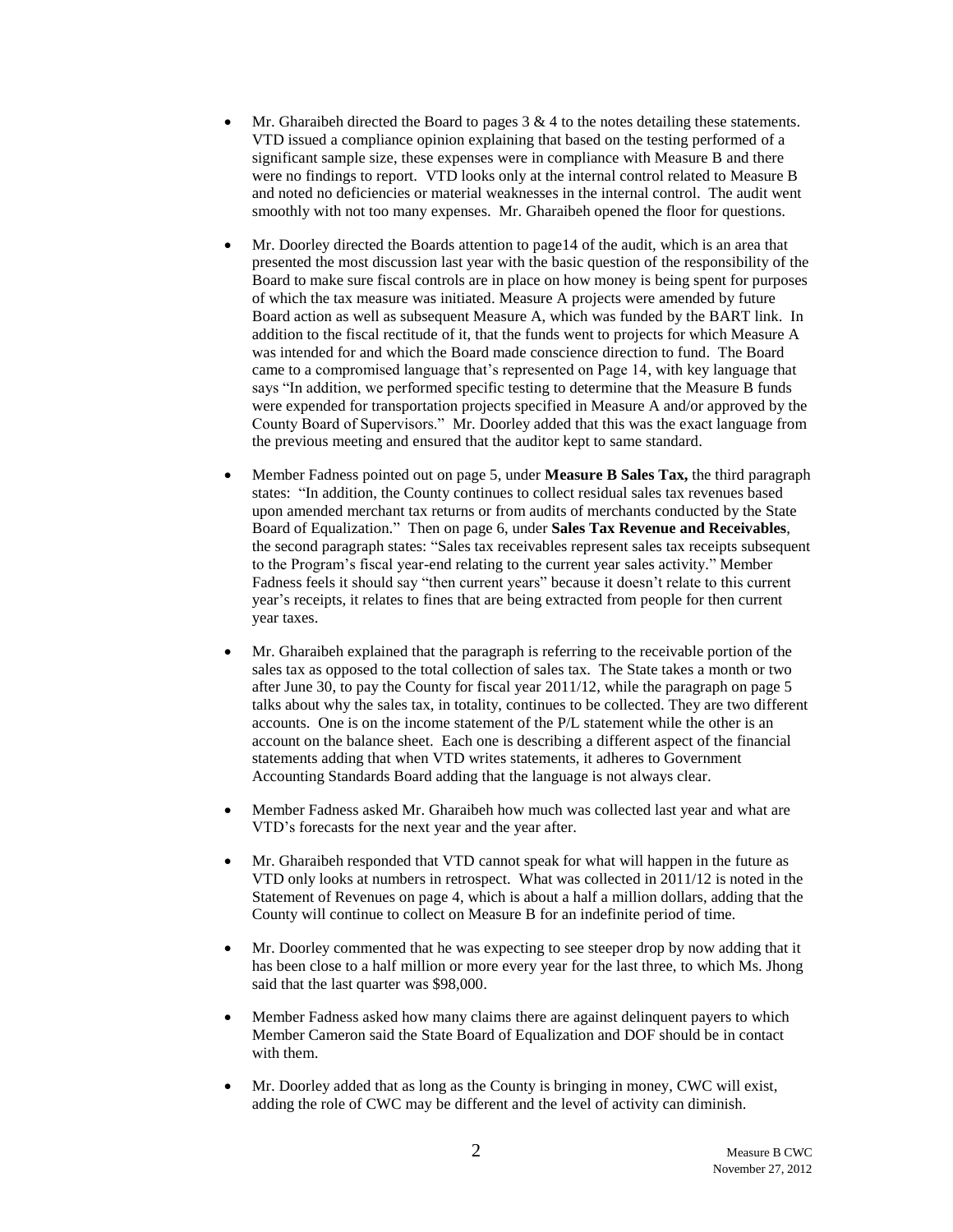- Mr. Gharaibeh directed the Board to pages 3 & 4 to the notes detailing these statements. VTD issued a compliance opinion explaining that based on the testing performed of a significant sample size, these expenses were in compliance with Measure B and there were no findings to report. VTD looks only at the internal control related to Measure B and noted no deficiencies or material weaknesses in the internal control. The audit went smoothly with not too many expenses. Mr. Gharaibeh opened the floor for questions.

- Mr. Doorley directed the Boards attention to page14 of the audit, which is an area that presented the most discussion last year with the basic question of the responsibility of the Board to make sure fiscal controls are in place on how money is being spent for purposes of which the tax measure was initiated. Measure A projects were amended by future Board action as well as subsequent Measure A, which was funded by the BART link. In addition to the fiscal rectitude of it, that the funds went to projects for which Measure A was intended for and which the Board made conscience direction to fund. The Board came to a compromised language that's represented on Page 14, with key language that says "In addition, we performed specific testing to determine that the Measure B funds were expended for transportation projects specified in Measure A and/or approved by the County Board of Supervisors." Mr. Doorley added that this was the exact language from the previous meeting and ensured that the auditor kept to same standard.

- Member Fadness pointed out on page 5, under **Measure B Sales Tax,** the third paragraph states: "In addition, the County continues to collect residual sales tax revenues based upon amended merchant tax returns or from audits of merchants conducted by the State Board of Equalization." Then on page 6, under **Sales Tax Revenue and Receivables**, the second paragraph states: "Sales tax receivables represent sales tax receipts subsequent to the Program's fiscal year-end relating to the current year sales activity." Member Fadness feels it should say "then current years" because it doesn't relate to this current year's receipts, it relates to fines that are being extracted from people for then current year taxes.

- Mr. Gharaibeh explained that the paragraph is referring to the receivable portion of the sales tax as opposed to the total collection of sales tax. The State takes a month or two after June 30, to pay the County for fiscal year 2011/12, while the paragraph on page 5 talks about why the sales tax, in totality, continues to be collected. They are two different accounts. One is on the income statement of the P/L statement while the other is an account on the balance sheet. Each one is describing a different aspect of the financial statements adding that when VTD writes statements, it adheres to Government Accounting Standards Board adding that the language is not always clear.

- Member Fadness asked Mr. Gharaibeh how much was collected last year and what are VTD's forecasts for the next year and the year after.

- Mr. Gharaibeh responded that VTD cannot speak for what will happen in the future as VTD only looks at numbers in retrospect. What was collected in 2011/12 is noted in the Statement of Revenues on page 4, which is about a half a million dollars, adding that the County will continue to collect on Measure B for an indefinite period of time.

- Mr. Doorley commented that he was expecting to see steeper drop by now adding that it has been close to a half million or more every year for the last three, to which Ms. Jhong said that the last quarter was $98,000.

- Member Fadness asked how many claims there are against delinquent payers to which Member Cameron said the State Board of Equalization and DOF should be in contact with them.

- Mr. Doorley added that as long as the County is bringing in money, CWC will exist, adding the role of CWC may be different and the level of activity can diminish.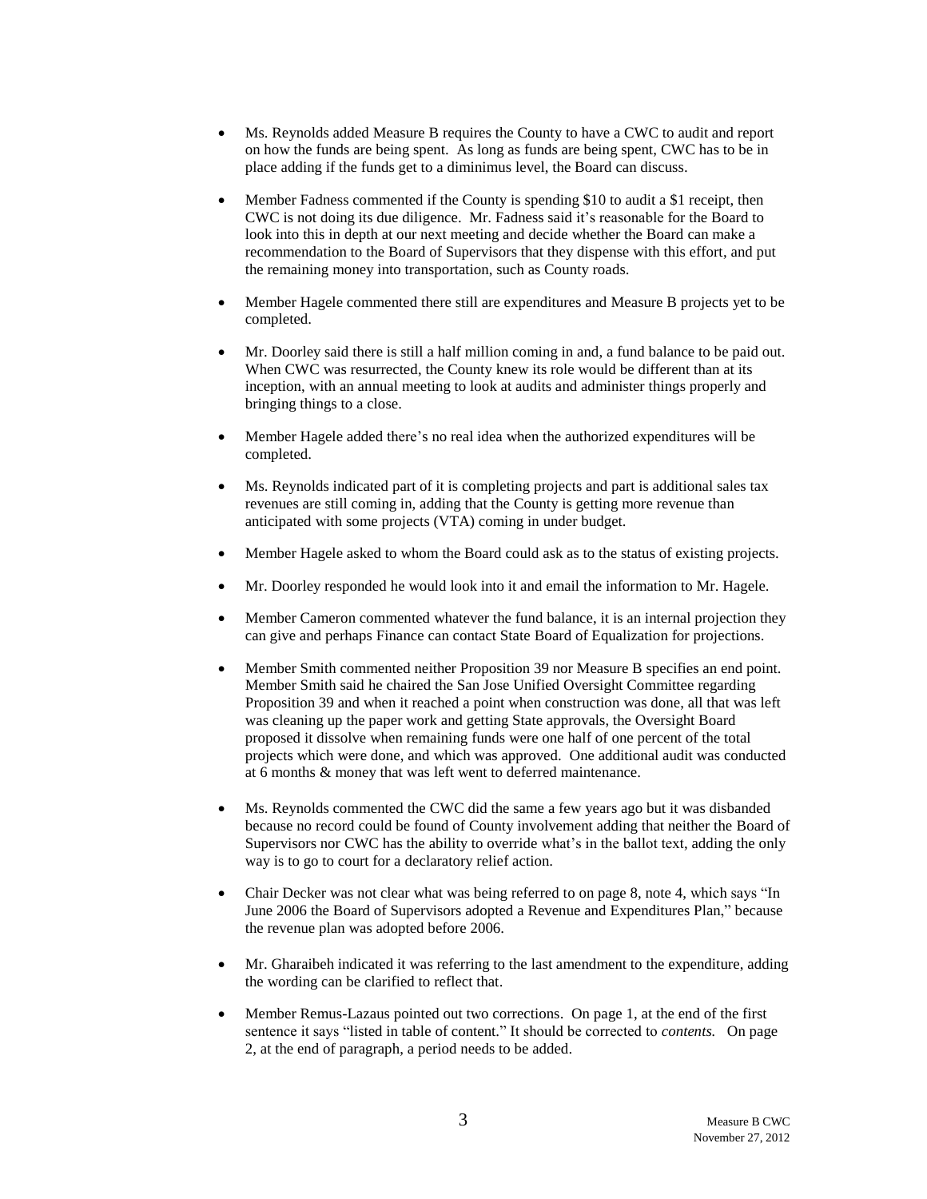- Ms. Reynolds added Measure B requires the County to have a CWC to audit and report on how the funds are being spent. As long as funds are being spent, CWC has to be in place adding if the funds get to a diminimus level, the Board can discuss.

- Member Fadness commented if the County is spending $10 to audit a $1 receipt, then CWC is not doing its due diligence. Mr. Fadness said it's reasonable for the Board to look into this in depth at our next meeting and decide whether the Board can make a recommendation to the Board of Supervisors that they dispense with this effort, and put the remaining money into transportation, such as County roads.

- Member Hagele commented there still are expenditures and Measure B projects yet to be completed.

- Mr. Doorley said there is still a half million coming in and, a fund balance to be paid out. When CWC was resurrected, the County knew its role would be different than at its inception, with an annual meeting to look at audits and administer things properly and bringing things to a close.

- Member Hagele added there's no real idea when the authorized expenditures will be completed.

- Ms. Reynolds indicated part of it is completing projects and part is additional sales tax revenues are still coming in, adding that the County is getting more revenue than anticipated with some projects (VTA) coming in under budget.

- Member Hagele asked to whom the Board could ask as to the status of existing projects.

- Mr. Doorley responded he would look into it and email the information to Mr. Hagele.

- Member Cameron commented whatever the fund balance, it is an internal projection they can give and perhaps Finance can contact State Board of Equalization for projections.

- Member Smith commented neither Proposition 39 nor Measure B specifies an end point. Member Smith said he chaired the San Jose Unified Oversight Committee regarding Proposition 39 and when it reached a point when construction was done, all that was left was cleaning up the paper work and getting State approvals, the Oversight Board proposed it dissolve when remaining funds were one half of one percent of the total projects which were done, and which was approved. One additional audit was conducted at 6 months & money that was left went to deferred maintenance.

- Ms. Reynolds commented the CWC did the same a few years ago but it was disbanded because no record could be found of County involvement adding that neither the Board of Supervisors nor CWC has the ability to override what's in the ballot text, adding the only way is to go to court for a declaratory relief action.

- Chair Decker was not clear what was being referred to on page 8, note 4, which says "In June 2006 the Board of Supervisors adopted a Revenue and Expenditures Plan," because the revenue plan was adopted before 2006.

- Mr. Gharaibeh indicated it was referring to the last amendment to the expenditure, adding the wording can be clarified to reflect that.

- Member Remus-Lazaus pointed out two corrections. On page 1, at the end of the first sentence it says "listed in table of content." It should be corrected to *contents.* On page 2, at the end of paragraph, a period needs to be added.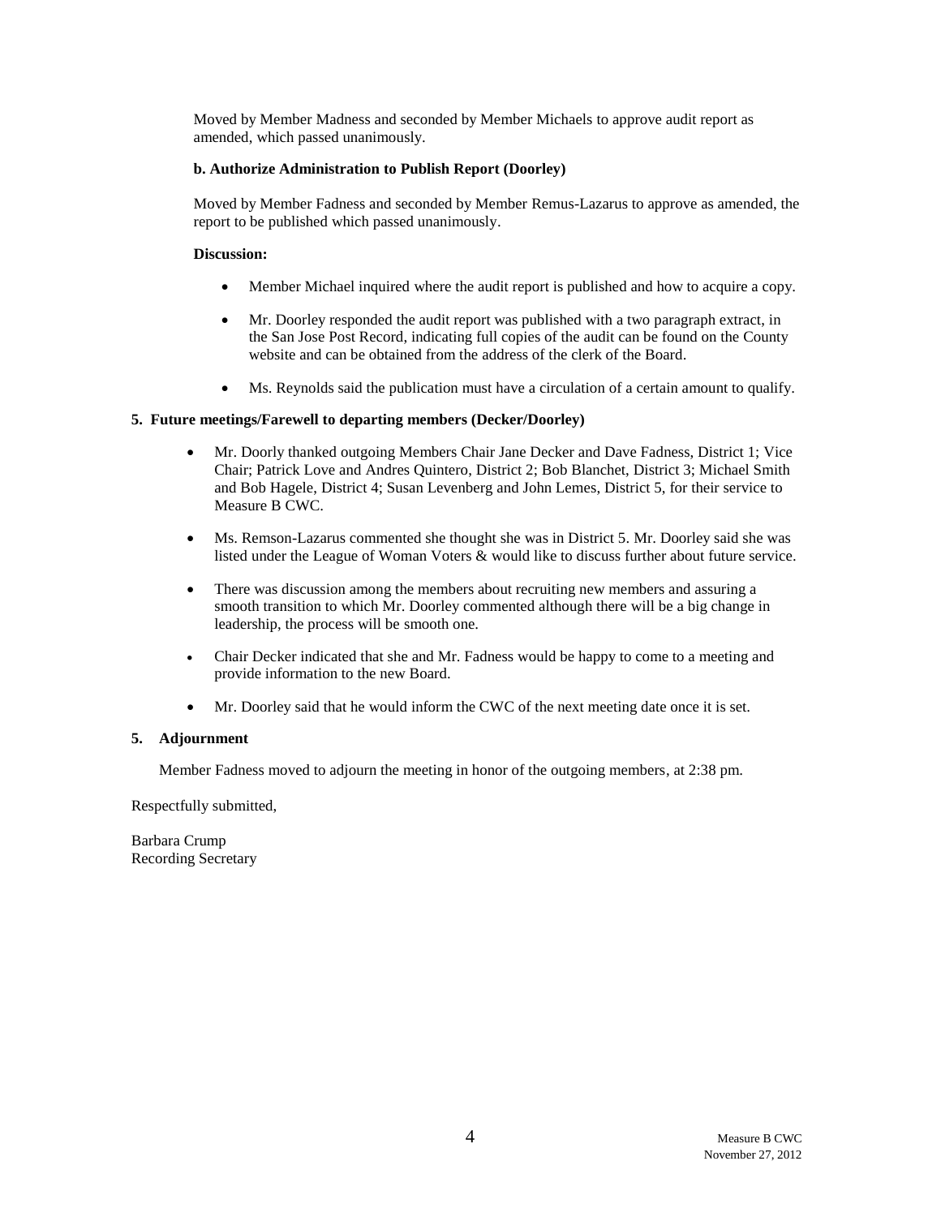Moved by Member Madness and seconded by Member Michaels to approve audit report as amended, which passed unanimously.

**b. Authorize Administration to Publish Report (Doorley)**

Moved by Member Fadness and seconded by Member Remus-Lazarus to approve as amended, the report to be published which passed unanimously.

**Discussion:**

- Member Michael inquired where the audit report is published and how to acquire a copy.
- Mr. Doorley responded the audit report was published with a two paragraph extract, in the San Jose Post Record, indicating full copies of the audit can be found on the County website and can be obtained from the address of the clerk of the Board.
- Ms. Reynolds said the publication must have a circulation of a certain amount to qualify.

**5. Future meetings/Farewell to departing members (Decker/Doorley)**

- Mr. Doorly thanked outgoing Members Chair Jane Decker and Dave Fadness, District 1; Vice Chair; Patrick Love and Andres Quintero, District 2; Bob Blanchet, District 3; Michael Smith and Bob Hagele, District 4; Susan Levenberg and John Lemes, District 5, for their service to Measure B CWC.
- Ms. Remson-Lazarus commented she thought she was in District 5. Mr. Doorley said she was listed under the League of Woman Voters & would like to discuss further about future service.
- There was discussion among the members about recruiting new members and assuring a smooth transition to which Mr. Doorley commented although there will be a big change in leadership, the process will be smooth one.
- Chair Decker indicated that she and Mr. Fadness would be happy to come to a meeting and provide information to the new Board.
- Mr. Doorley said that he would inform the CWC of the next meeting date once it is set.

**5. Adjournment**

Member Fadness moved to adjourn the meeting in honor of the outgoing members, at 2:38 pm.

Respectfully submitted,

Barbara Crump
Recording Secretary